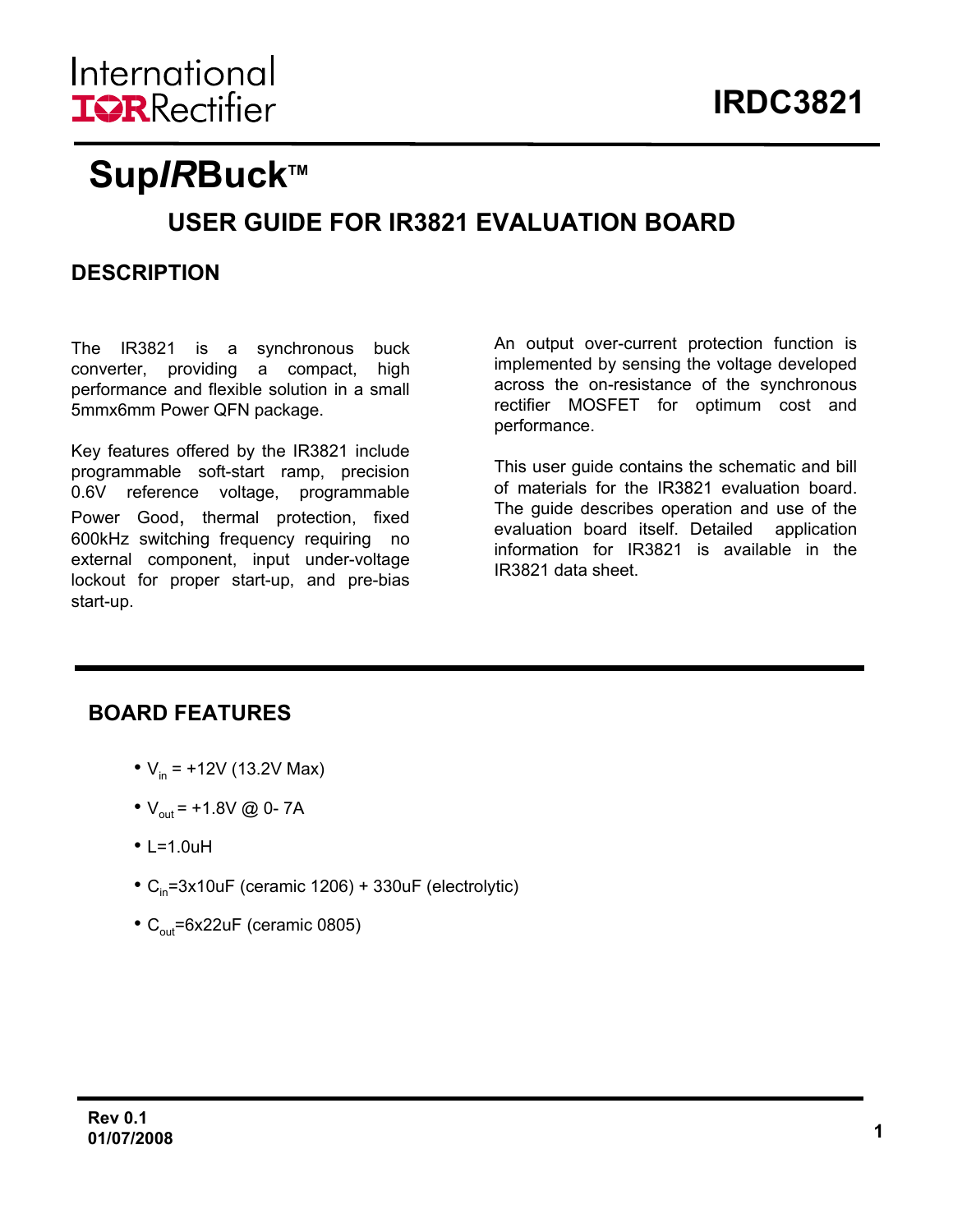International Rectifier

# IRDC3821

# SupIRBuck™

## USER GUIDE FOR IR3821 EVALUATION BOARD

## DESCRIPTION

The IR3821 is a synchronous buck converter, providing a compact, high performance and flexible solution in a small 5mmx6mm Power QFN package.

Key features offered by the IR3821 include programmable soft-start ramp, precision 0.6V reference voltage, programmable Power Good, thermal protection, fixed 600kHz switching frequency requiring no external component, input under-voltage lockout for proper start-up, and pre-bias start-up.

An output over-current protection function is implemented by sensing the voltage developed across the on-resistance of the synchronous rectifier MOSFET for optimum cost and performance.

This user guide contains the schematic and bill of materials for the IR3821 evaluation board. The guide describes operation and use of the evaluation board itself. Detailed application information for IR3821 is available in the IR3821 data sheet.

## BOARD FEATURES

- $V_{in}$ = +12V (13.2V Max)
- $V_{out}$ = +1.8V @ 0- 7A
- L=1.0uH
- $C_{in}$=3x10uF (ceramic 1206) + 330uF (electrolytic)
- $C_{out}$=6x22uF (ceramic 0805)

**Rev 0.1**
**01/07/2008**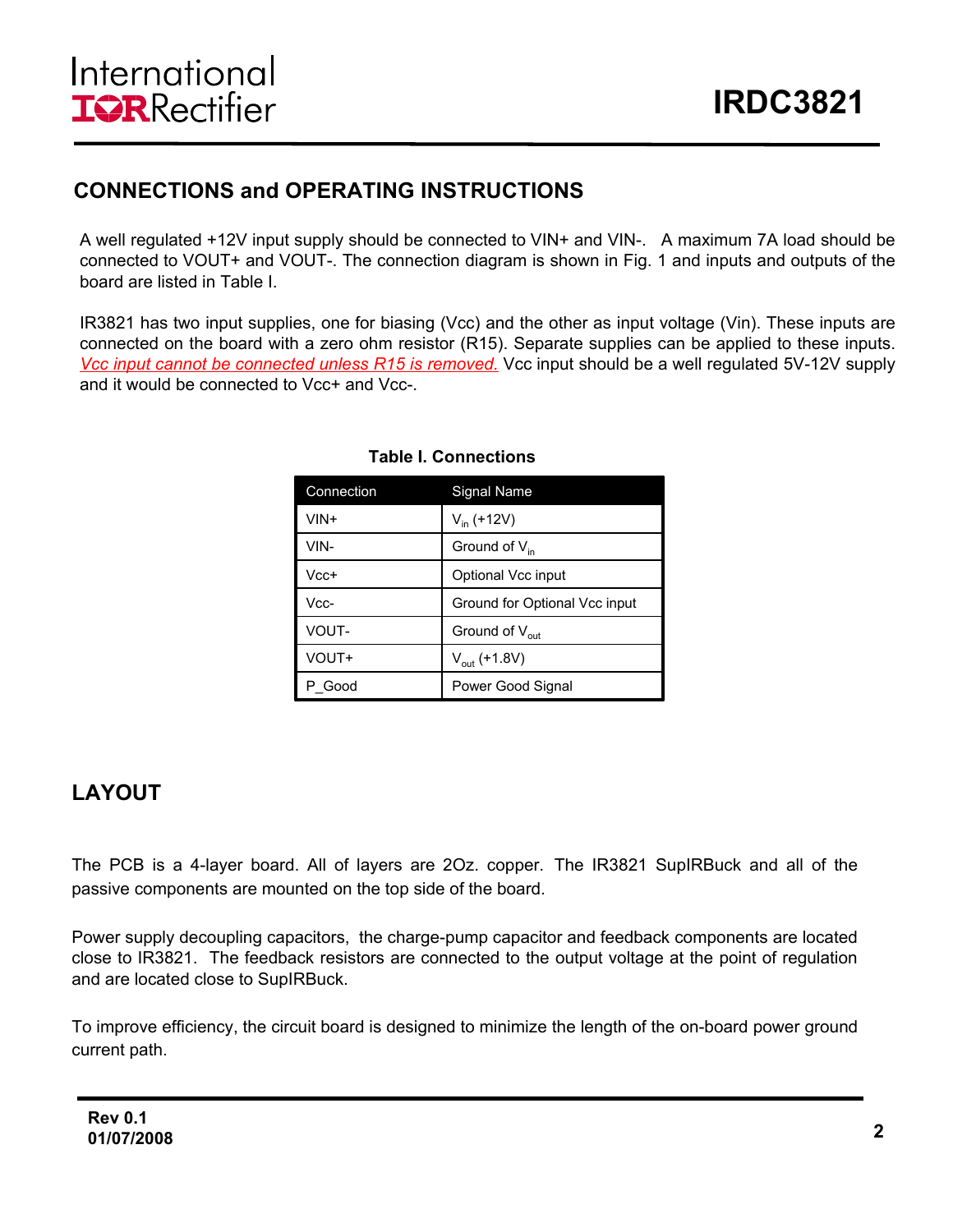## CONNECTIONS and OPERATING INSTRUCTIONS

A well regulated +12V input supply should be connected to VIN+ and VIN-. A maximum 7A load should be connected to VOUT+ and VOUT-. The connection diagram is shown in Fig. 1 and inputs and outputs of the board are listed in Table I.

IR3821 has two input supplies, one for biasing (Vcc) and the other as input voltage (Vin). These inputs are connected on the board with a zero ohm resistor (R15). Separate supplies can be applied to these inputs. *Vcc input cannot be connected unless R15 is removed.* Vcc input should be a well regulated 5V-12V supply and it would be connected to Vcc+ and Vcc-.

**Table I. Connections**

| Connection | Signal Name |
|---|---|
| VIN+ | $V_{in}$ (+12V) |
| VIN- | Ground of $V_{in}$ |
| Vcc+ | Optional Vcc input |
| Vcc- | Ground for Optional Vcc input |
| VOUT- | Ground of $V_{out}$ |
| VOUT+ | $V_{out}$ (+1.8V) |
| P_Good | Power Good Signal |

## LAYOUT

The PCB is a 4-layer board. All of layers are 2Oz. copper. The IR3821 SupIRBuck and all of the passive components are mounted on the top side of the board.

Power supply decoupling capacitors, the charge-pump capacitor and feedback components are located close to IR3821. The feedback resistors are connected to the output voltage at the point of regulation and are located close to SupIRBuck.

To improve efficiency, the circuit board is designed to minimize the length of the on-board power ground current path.

**Rev 0.1**
**01/07/2008**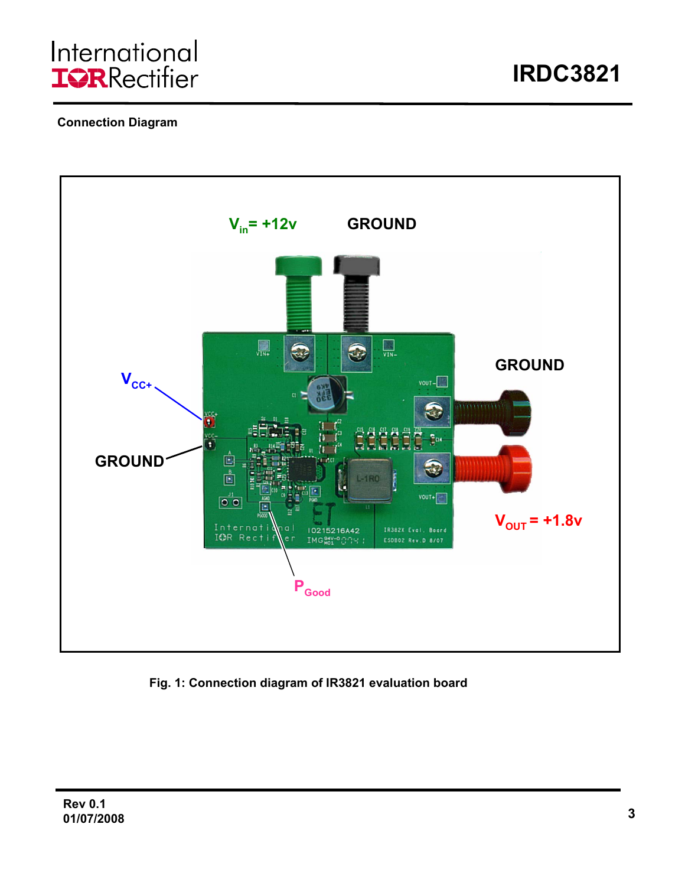## Connection Diagram

$V_{in}$ = +12v

GROUND

GROUND

$V_{CC+}$

GROUND

$V_{OUT}$ = +1.8v

$P_{Good}$

**Fig. 1: Connection diagram of IR3821 evaluation board**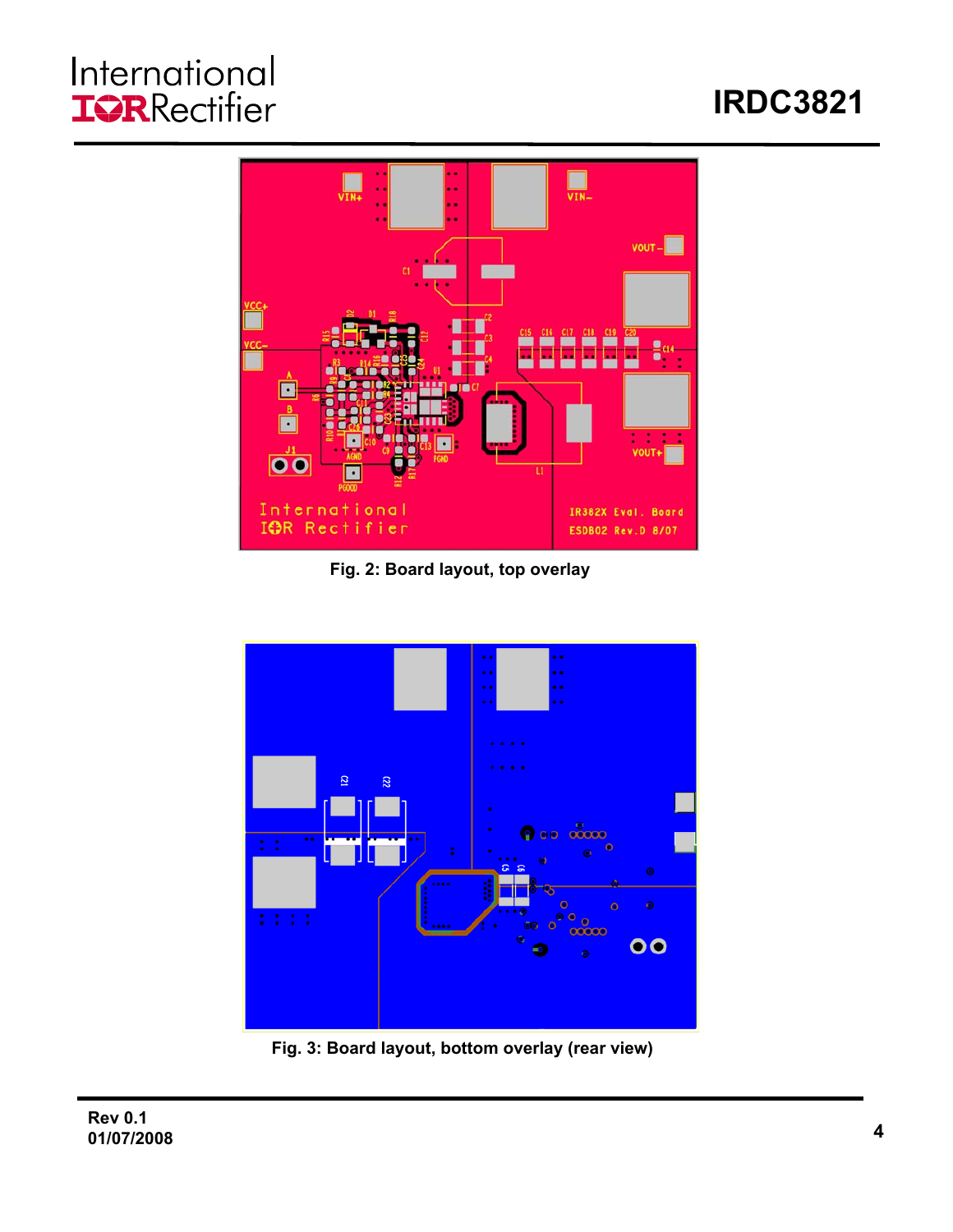Fig. 2: Board layout, top overlay

Fig. 3: Board layout, bottom overlay (rear view)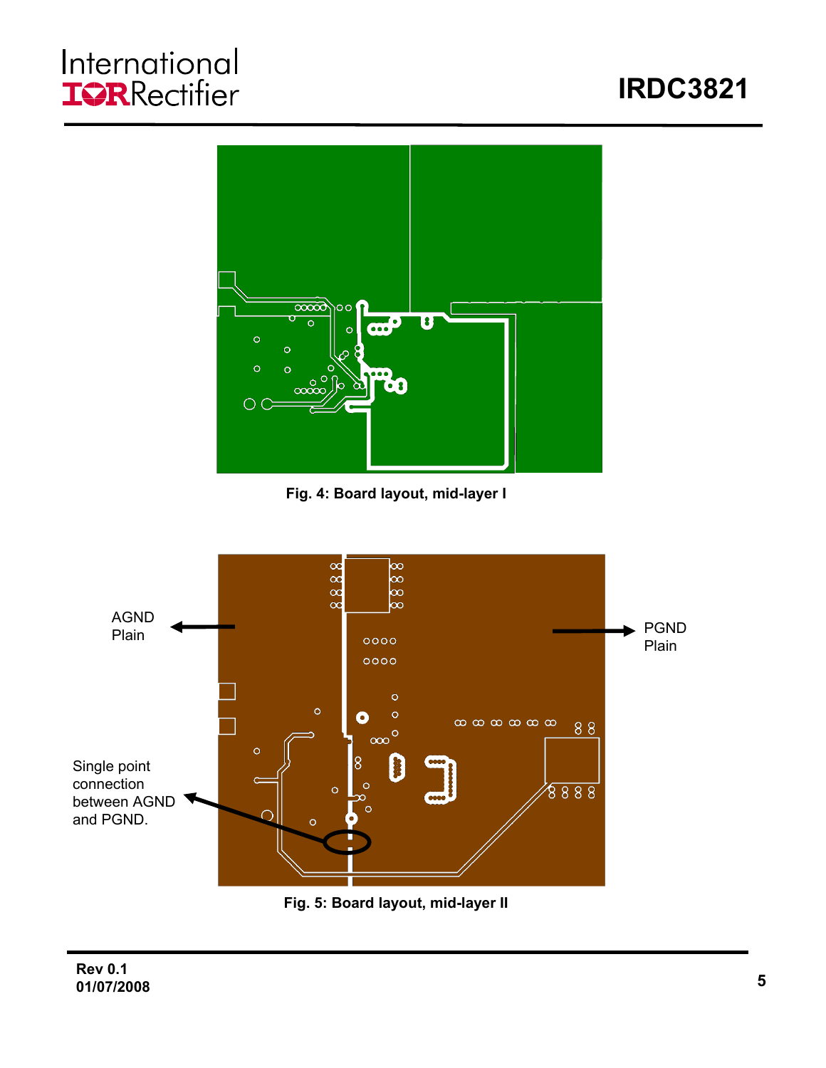Fig. 4: Board layout, mid-layer I

AGND Plain

PGND Plain

Single point connection between AGND and PGND.

Fig. 5: Board layout, mid-layer II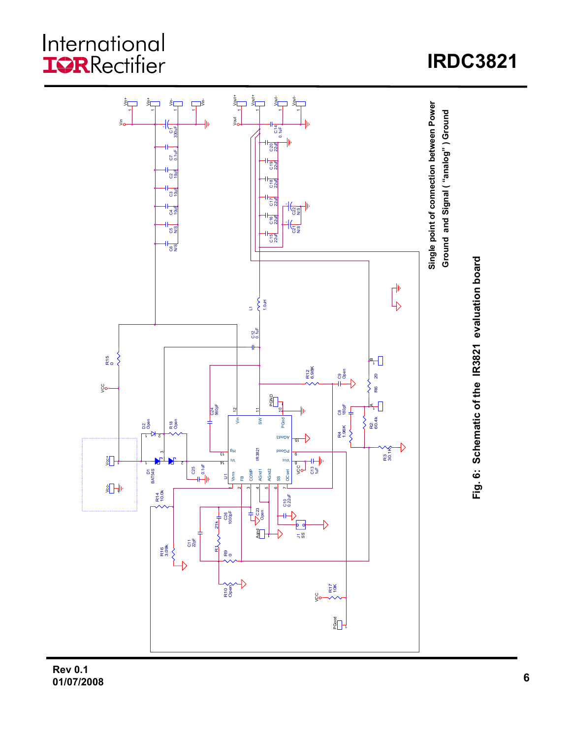Single point of connection between Power Ground and Signal ( "analog" ) Ground

Fig. 6: Schematic of the IR3821 evaluation board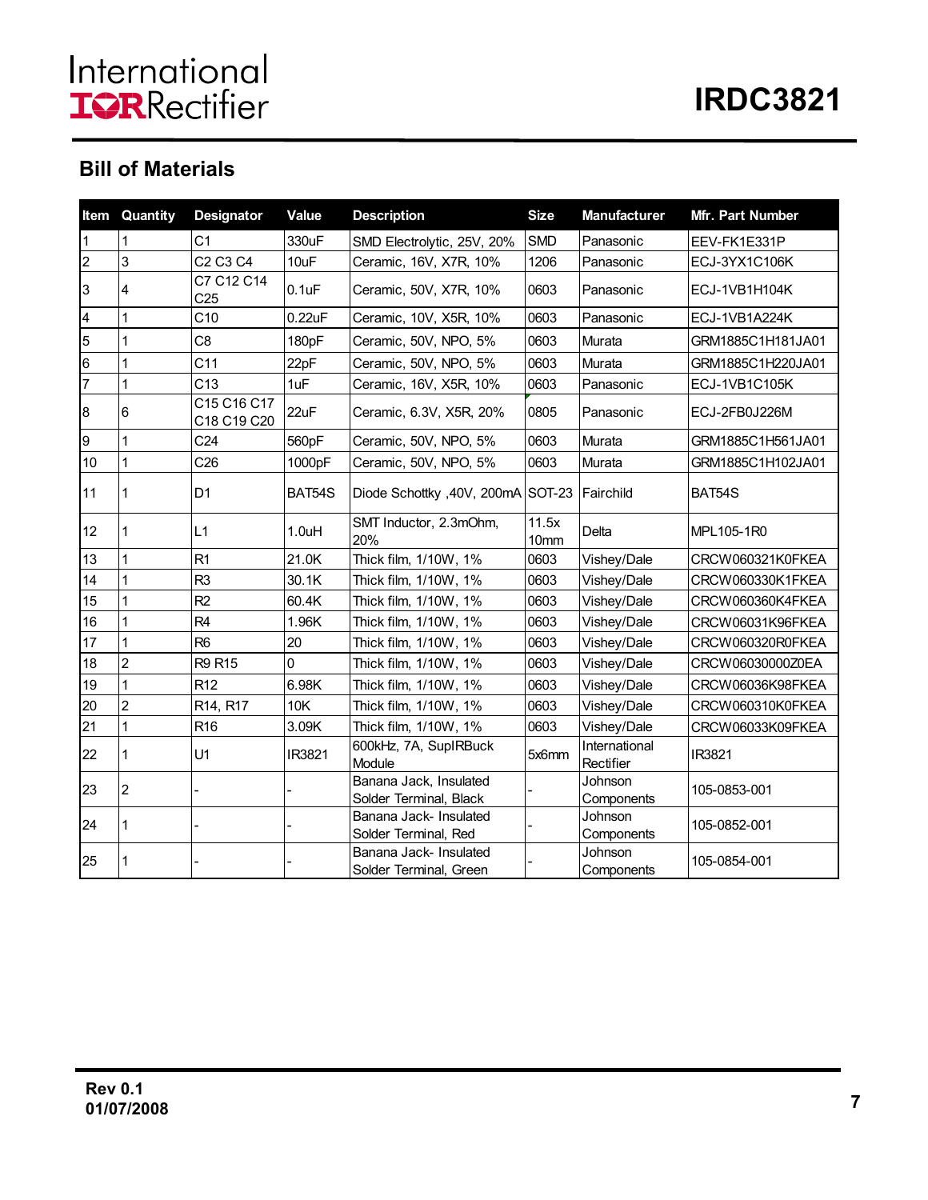## Bill of Materials

| Item | Quantity | Designator | Value | Description | Size | Manufacturer | Mfr. Part Number |
|---|---|---|---|---|---|---|---|
| 1 | 1 | C1 | 330uF | SMD Electrolytic, 25V, 20% | SMD | Panasonic | EEV-FK1E331P |
| 2 | 3 | C2 C3 C4 | 10uF | Ceramic, 16V, X7R, 10% | 1206 | Panasonic | ECJ-3YX1C106K |
| 3 | 4 | C7 C12 C14 C25 | 0.1uF | Ceramic, 50V, X7R, 10% | 0603 | Panasonic | ECJ-1VB1H104K |
| 4 | 1 | C10 | 0.22uF | Ceramic, 10V, X5R, 10% | 0603 | Panasonic | ECJ-1VB1A224K |
| 5 | 1 | C8 | 180pF | Ceramic, 50V, NPO, 5% | 0603 | Murata | GRM1885C1H181JA01 |
| 6 | 1 | C11 | 22pF | Ceramic, 50V, NPO, 5% | 0603 | Murata | GRM1885C1H220JA01 |
| 7 | 1 | C13 | 1uF | Ceramic, 16V, X5R, 10% | 0603 | Panasonic | ECJ-1VB1C105K |
| 8 | 6 | C15 C16 C17 C18 C19 C20 | 22uF | Ceramic, 6.3V, X5R, 20% | 0805 | Panasonic | ECJ-2FB0J226M |
| 9 | 1 | C24 | 560pF | Ceramic, 50V, NPO, 5% | 0603 | Murata | GRM1885C1H561JA01 |
| 10 | 1 | C26 | 1000pF | Ceramic, 50V, NPO, 5% | 0603 | Murata | GRM1885C1H102JA01 |
| 11 | 1 | D1 | BAT54S | Diode Schottky ,40V, 200mA | SOT-23 | Fairchild | BAT54S |
| 12 | 1 | L1 | 1.0uH | SMT Inductor, 2.3mOhm, 20% | 11.5x 10mm | Delta | MPL105-1R0 |
| 13 | 1 | R1 | 21.0K | Thick film, 1/10W, 1% | 0603 | Vishey/Dale | CRCW060321K0FKEA |
| 14 | 1 | R3 | 30.1K | Thick film, 1/10W, 1% | 0603 | Vishey/Dale | CRCW060330K1FKEA |
| 15 | 1 | R2 | 60.4K | Thick film, 1/10W, 1% | 0603 | Vishey/Dale | CRCW060360K4FKEA |
| 16 | 1 | R4 | 1.96K | Thick film, 1/10W, 1% | 0603 | Vishey/Dale | CRCW06031K96FKEA |
| 17 | 1 | R6 | 20 | Thick film, 1/10W, 1% | 0603 | Vishey/Dale | CRCW060320R0FKEA |
| 18 | 2 | R9 R15 | 0 | Thick film, 1/10W, 1% | 0603 | Vishey/Dale | CRCW06030000Z0EA |
| 19 | 1 | R12 | 6.98K | Thick film, 1/10W, 1% | 0603 | Vishey/Dale | CRCW06036K98FKEA |
| 20 | 2 | R14, R17 | 10K | Thick film, 1/10W, 1% | 0603 | Vishey/Dale | CRCW060310K0FKEA |
| 21 | 1 | R16 | 3.09K | Thick film, 1/10W, 1% | 0603 | Vishey/Dale | CRCW06033K09FKEA |
| 22 | 1 | U1 | IR3821 | 600kHz, 7A, SupIRBuck Module | 5x6mm | International Rectifier | IR3821 |
| 23 | 2 | - | - | Banana Jack, Insulated Solder Terminal, Black | - | Johnson Components | 105-0853-001 |
| 24 | 1 | - | - | Banana Jack- Insulated Solder Terminal, Red | - | Johnson Components | 105-0852-001 |
| 25 | 1 | - | - | Banana Jack- Insulated Solder Terminal, Green | - | Johnson Components | 105-0854-001 |

**Rev 0.1**
**01/07/2008**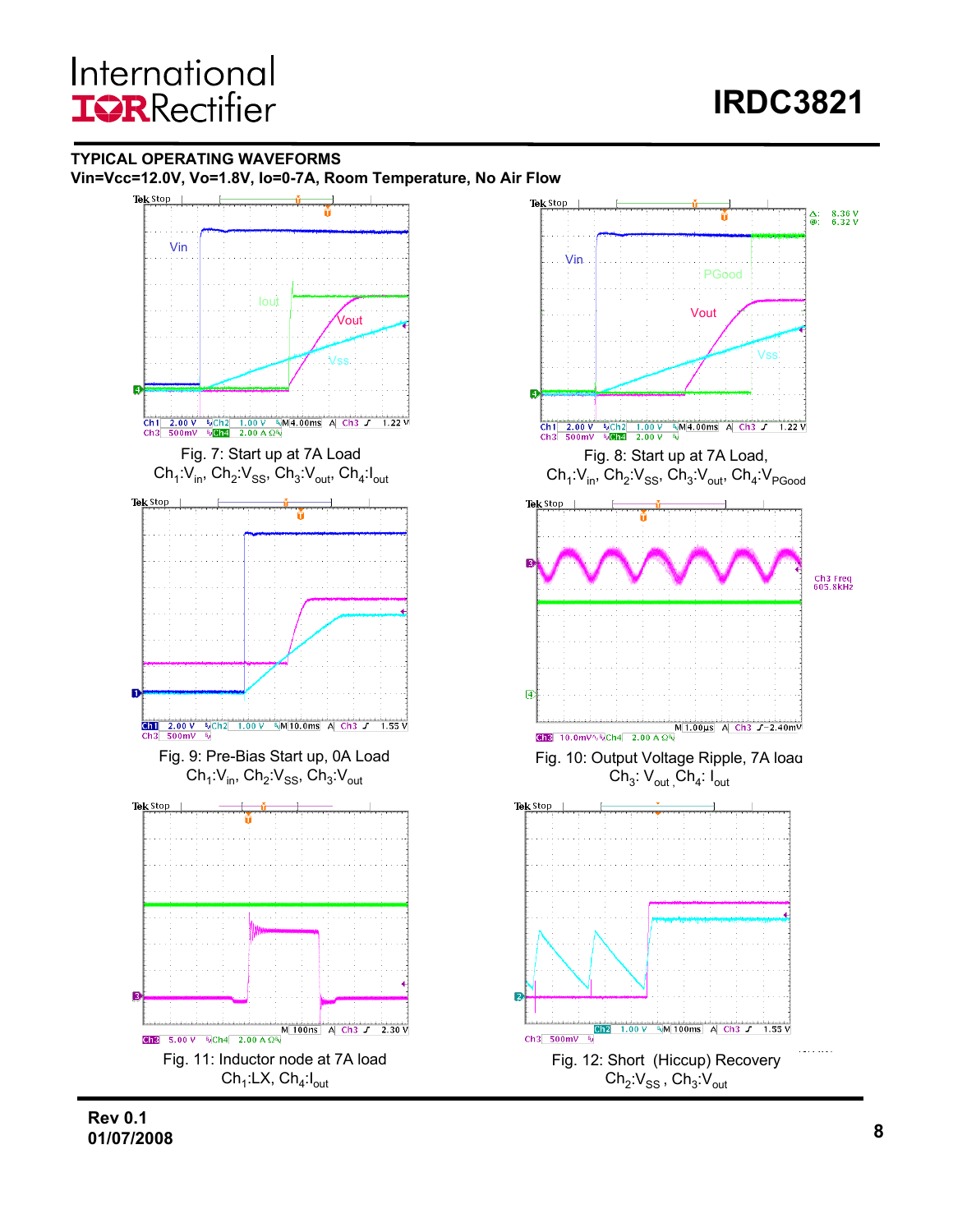## TYPICAL OPERATING WAVEFORMS

**Vin=Vcc=12.0V, Vo=1.8V, Io=0-7A, Room Temperature, No Air Flow**

Fig. 7: Start up at 7A Load
$Ch_1$:$V_{in}$, $Ch_2$:$V_{SS}$, $Ch_3$:$V_{out}$, $Ch_4$:$I_{out}$

Fig. 8: Start up at 7A Load,
$Ch_1$:$V_{in}$, $Ch_2$:$V_{SS}$, $Ch_3$:$V_{out}$, $Ch_4$:$V_{PGood}$

Fig. 9: Pre-Bias Start up, 0A Load
$Ch_1$:$V_{in}$, $Ch_2$:$V_{SS}$, $Ch_3$:$V_{out}$

Fig. 10: Output Voltage Ripple, 7A load
$Ch_3$: $V_{out}$, $Ch_4$: $I_{out}$

Fig. 11: Inductor node at 7A load
$Ch_1$:LX, $Ch_4$:$I_{out}$

Fig. 12: Short (Hiccup) Recovery
$Ch_2$:$V_{SS}$ , $Ch_3$:$V_{out}$

**Rev 0.1**
**01/07/2008**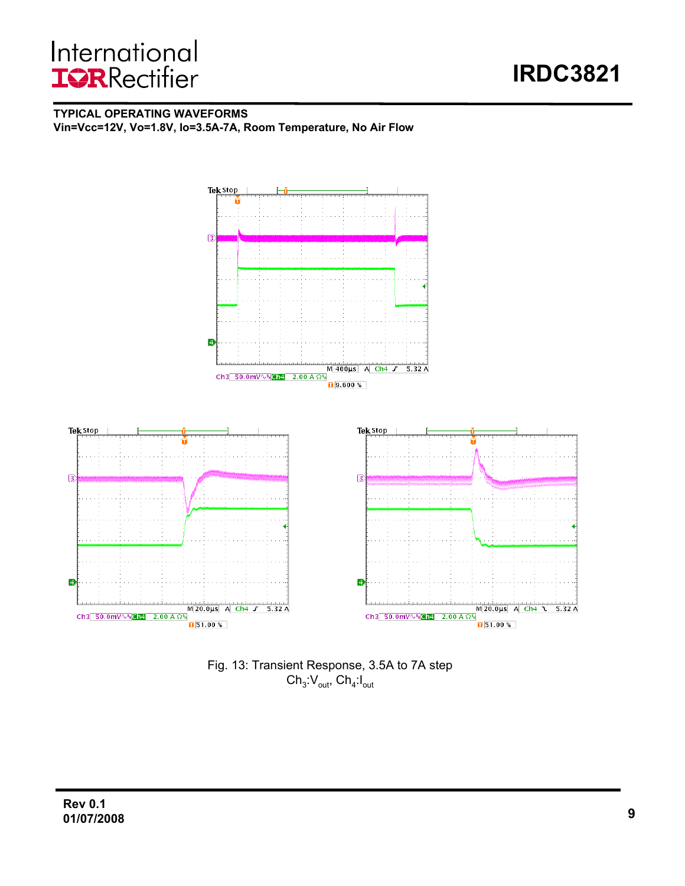## TYPICAL OPERATING WAVEFORMS

**Vin=Vcc=12V, Vo=1.8V, Io=3.5A-7A, Room Temperature, No Air Flow**

Fig. 13: Transient Response, 3.5A to 7A step
$Ch_3$:$V_{out}$, $Ch_4$:$I_{out}$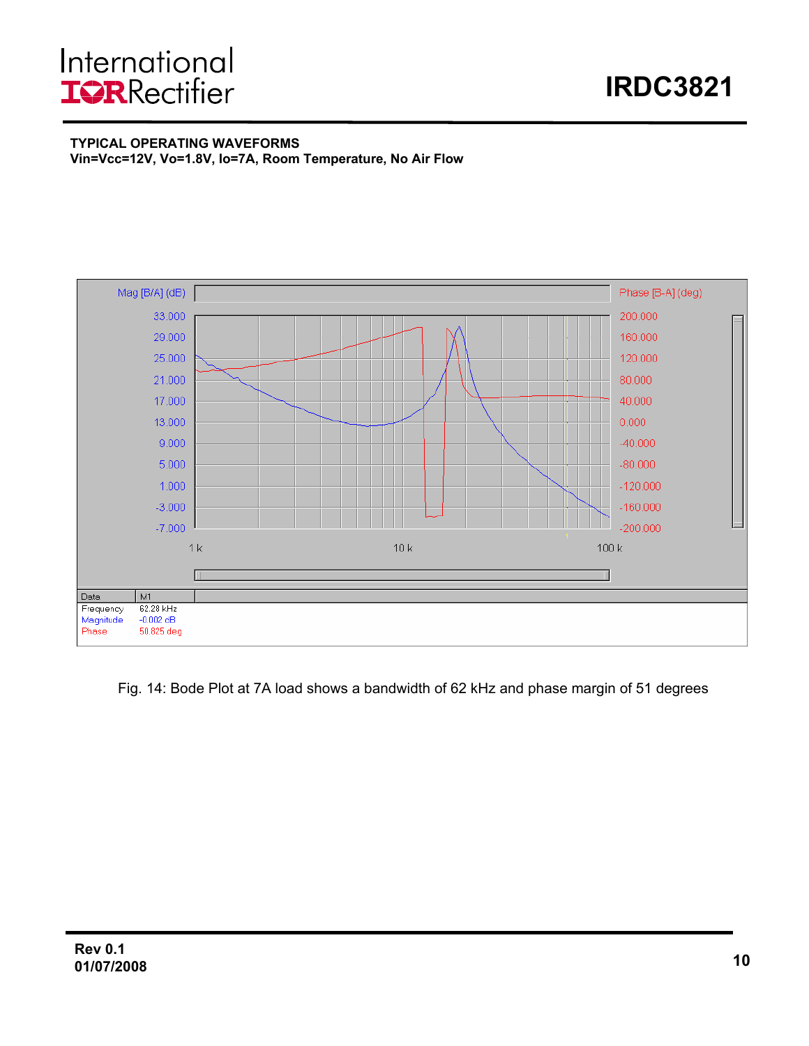**TYPICAL OPERATING WAVEFORMS**
**Vin=Vcc=12V, Vo=1.8V, Io=7A, Room Temperature, No Air Flow**

| Data | M1 |
| --- | --- |
| Frequency | 62.28 kHz |
| Magnitude | -0.002 dB |
| Phase | 50.825 deg |

Fig. 14: Bode Plot at 7A load shows a bandwidth of 62 kHz and phase margin of 51 degrees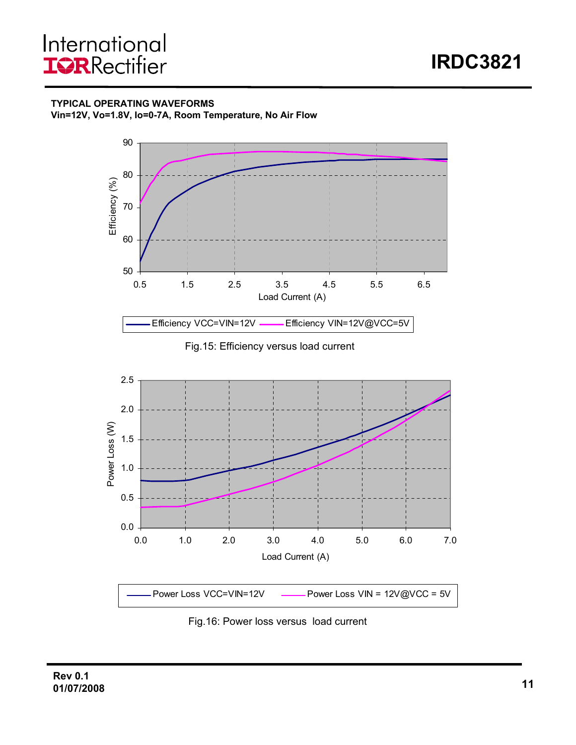**TYPICAL OPERATING WAVEFORMS**

**Vin=12V, Vo=1.8V, Io=0-7A, Room Temperature, No Air Flow**

Fig.15: Efficiency versus load current

Fig.16: Power loss versus load current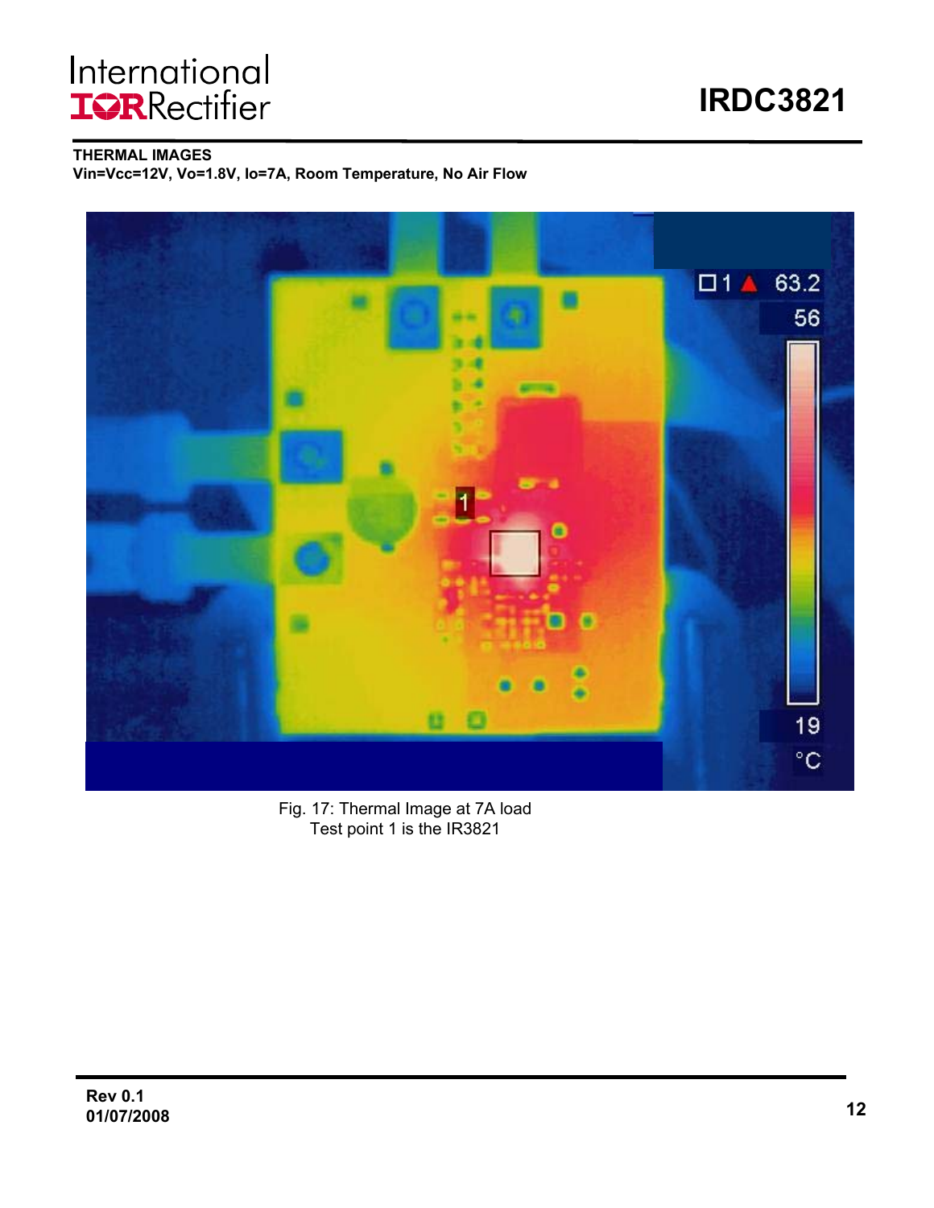**THERMAL IMAGES**

**Vin=Vcc=12V, Vo=1.8V, Io=7A, Room Temperature, No Air Flow**

Fig. 17: Thermal Image at 7A load
Test point 1 is the IR3821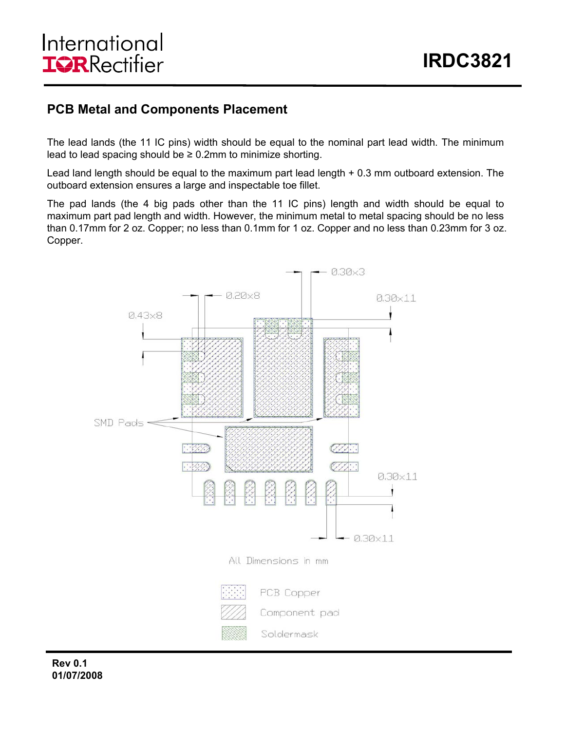## PCB Metal and Components Placement

The lead lands (the 11 IC pins) width should be equal to the nominal part lead width. The minimum lead to lead spacing should be ≥ 0.2mm to minimize shorting.

Lead land length should be equal to the maximum part lead length + 0.3 mm outboard extension. The outboard extension ensures a large and inspectable toe fillet.

The pad lands (the 4 big pads other than the 11 IC pins) length and width should be equal to maximum part pad length and width. However, the minimum metal to metal spacing should be no less than 0.17mm for 2 oz. Copper; no less than 0.1mm for 1 oz. Copper and no less than 0.23mm for 3 oz. Copper.

0.30x3

0.20x8

0.30x11

0.43x8

SMD Pads

0.30x11

0.30x11

All Dimensions in mm

PCB Copper

Component pad

Soldermask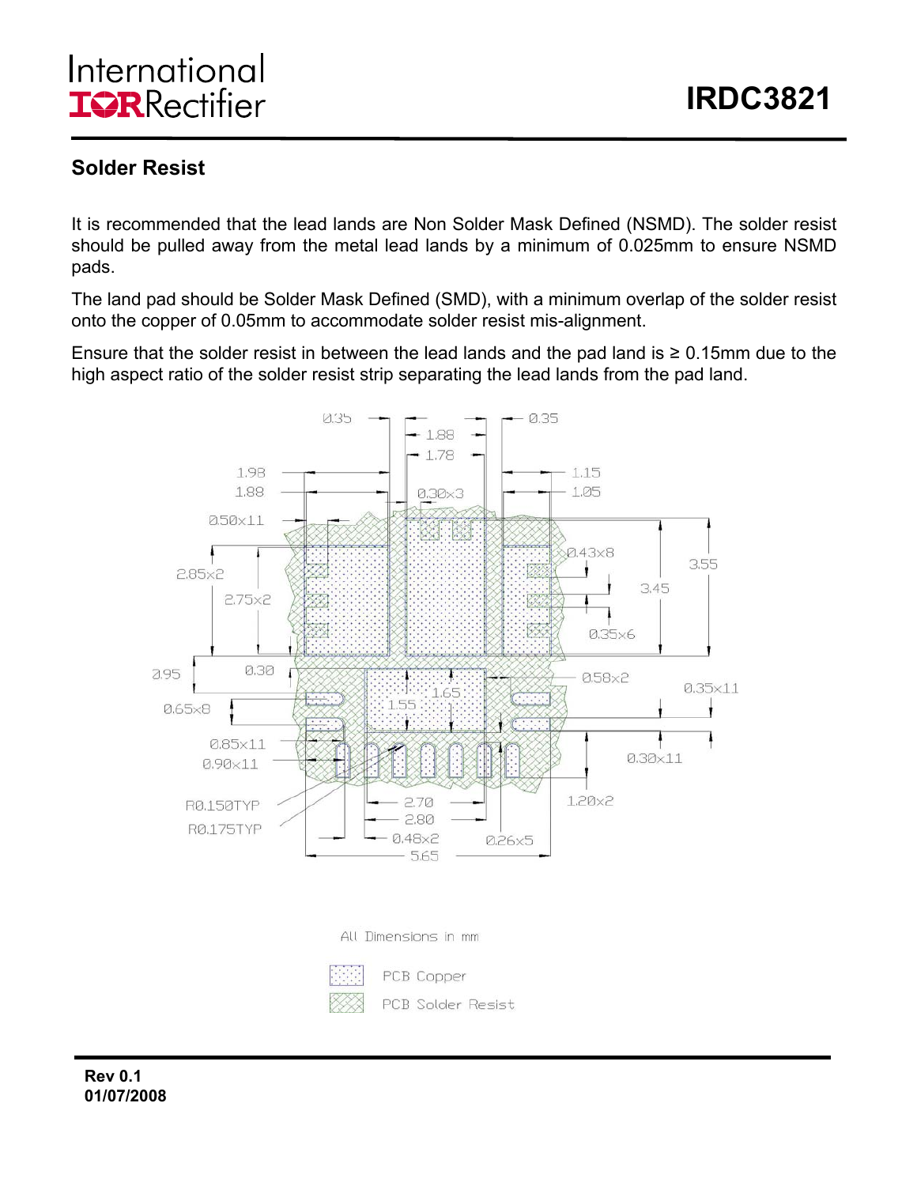## Solder Resist

It is recommended that the lead lands are Non Solder Mask Defined (NSMD). The solder resist should be pulled away from the metal lead lands by a minimum of 0.025mm to ensure NSMD pads.

The land pad should be Solder Mask Defined (SMD), with a minimum overlap of the solder resist onto the copper of 0.05mm to accommodate solder resist mis-alignment.

Ensure that the solder resist in between the lead lands and the pad land is ≥ 0.15mm due to the high aspect ratio of the solder resist strip separating the lead lands from the pad land.

All Dimensions in mm

PCB Copper

PCB Solder Resist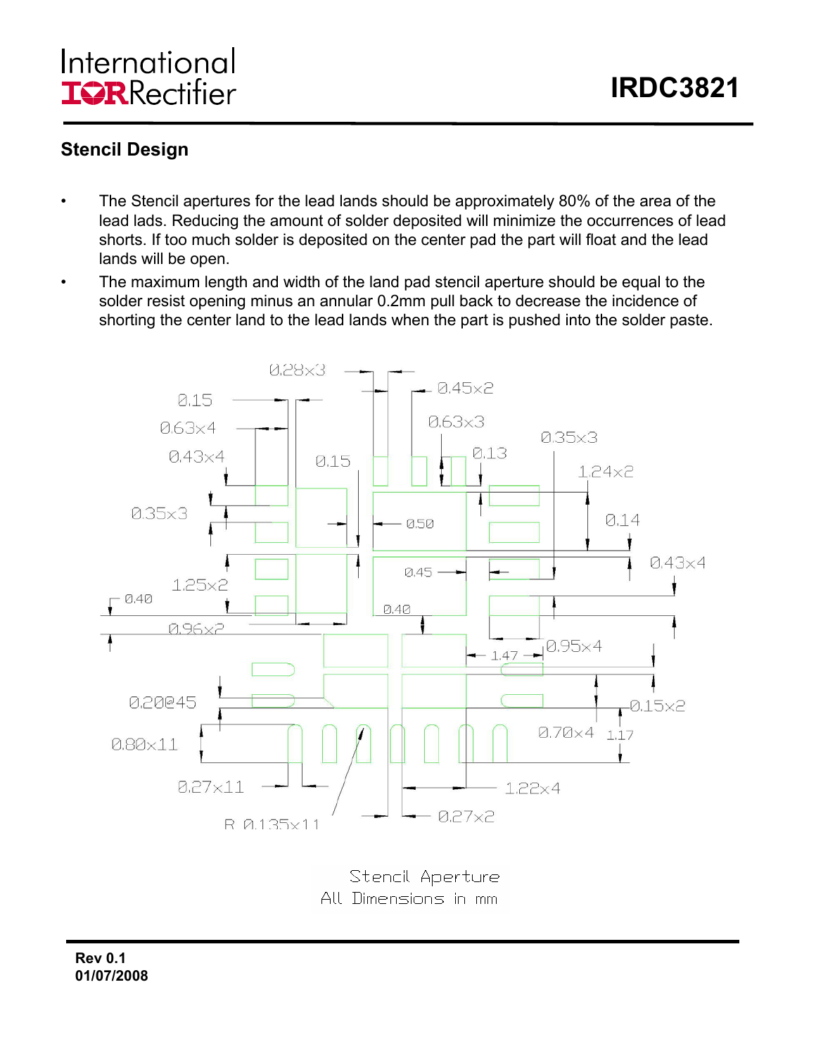## Stencil Design

- The Stencil apertures for the lead lands should be approximately 80% of the area of the lead lads. Reducing the amount of solder deposited will minimize the occurrences of lead shorts. If too much solder is deposited on the center pad the part will float and the lead lands will be open.
- The maximum length and width of the land pad stencil aperture should be equal to the solder resist opening minus an annular 0.2mm pull back to decrease the incidence of shorting the center land to the lead lands when the part is pushed into the solder paste.

Stencil Aperture
All Dimensions in mm

Rev 0.1
01/07/2008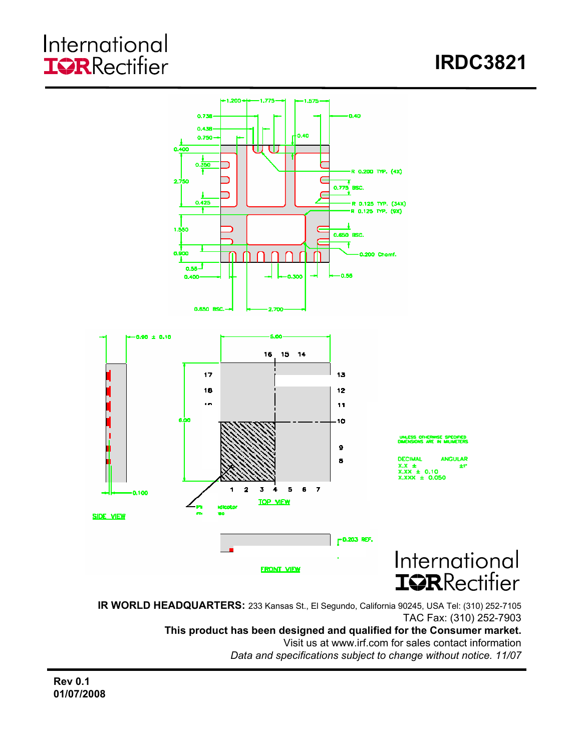# IRDC3821

1.200 1.775 1.575
0.738
0.438
0.750
0.40
0.40
0.400
0.350
2.750
0.425
R 0.200 TYP. (4X)
0.775 BSC.
R 0.125 TYP. (34X)
R 0.125 TYP. (9X)
1.550
0.650 BSC.
0.900
0.200 Chamf.
0.55
0.400
0.300
0.55
0.650 BSC.
2.700

0.90 ± 0.10
5.00
16 15 14
17 13
18 12
11
6.00 10
9
8
1 2 3 4 5 6 7
TOP VIEW
0.100
SIDE VIEW
Pin 1 Indicator
0.203 REF.
FRONT VIEW

UNLESS OTHERWISE SPECIFIED
DIMENSIONS ARE IN MILLIMETERS

DECIMAL ANGULAR
X.X ± ±1°
X.XX ± 0.10
X.XXX ± 0.050

**IR WORLD HEADQUARTERS:** 233 Kansas St., El Segundo, California 90245, USA Tel: (310) 252-7105
TAC Fax: (310) 252-7903

**This product has been designed and qualified for the Consumer market.**

Visit us at www.irf.com for sales contact information

*Data and specifications subject to change without notice. 11/07*

**Rev 0.1**
**01/07/2008**